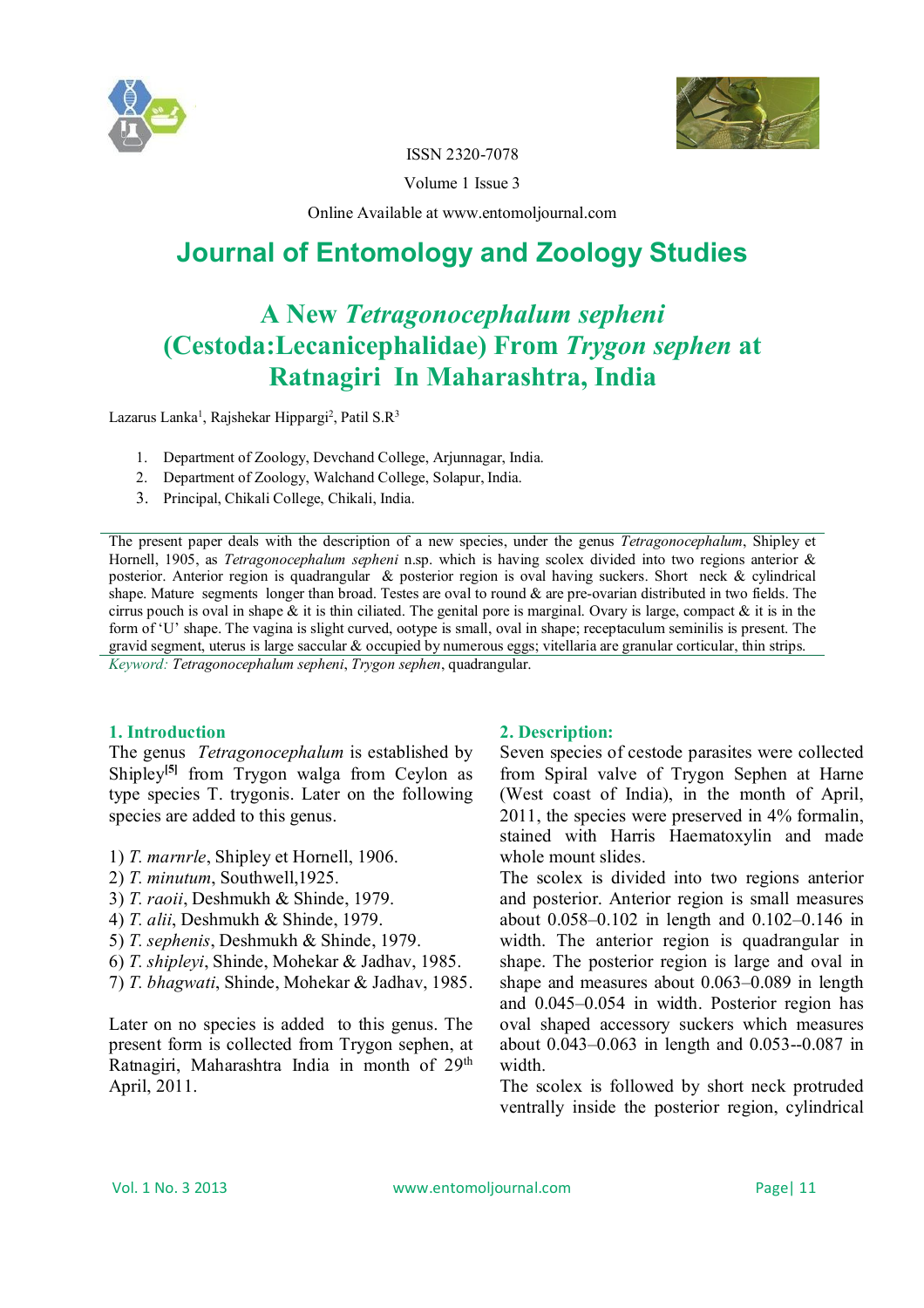ISSN 2320-7078

Volume 1 Issue 3

Online Available at www.entomoljournal.com

# Journal of Entomology and Zoology Studies

## A New *Tetragonocephalum sepheni* (Cestoda:Lecanicephalidae) From *Trygon sephen* at Ratnagiri In Maharashtra, India

Lazarus Lanka[1], Rajshekar Hippargi[2], Patil S.R[3]

1. Department of Zoology, Devchand College, Arjunnagar, India.
2. Department of Zoology, Walchand College, Solapur, India.
3. Principal, Chikali College, Chikali, India.

The present paper deals with the description of a new species, under the genus *Tetragonocephalum*, Shipley et Hornell, 1905, as *Tetragonocephalum sepheni* n.sp. which is having scolex divided into two regions anterior & posterior. Anterior region is quadrangular & posterior region is oval having suckers. Short neck & cylindrical shape. Mature segments longer than broad. Testes are oval to round & are pre-ovarian distributed in two fields. The cirrus pouch is oval in shape & it is thin ciliated. The genital pore is marginal. Ovary is large, compact & it is in the form of 'U' shape. The vagina is slight curved, ootype is small, oval in shape; receptaculum seminilis is present. The gravid segment, uterus is large saccular & occupied by numerous eggs; vitellaria are granular corticular, thin strips.

*Keyword: Tetragonocephalum sepheni*, *Trygon sephen*, quadrangular.

### 1. Introduction

The genus *Tetragonocephalum* is established by Shipley[5] from Trygon walga from Ceylon as type species T. trygonis. Later on the following species are added to this genus.

1) *T. marnrle*, Shipley et Hornell, 1906.
2) *T. minutum*, Southwell,1925.
3) *T. raoii*, Deshmukh & Shinde, 1979.
4) *T. alii*, Deshmukh & Shinde, 1979.
5) *T. sephenis*, Deshmukh & Shinde, 1979.
6) *T. shipleyi*, Shinde, Mohekar & Jadhav, 1985.
7) *T. bhagwati*, Shinde, Mohekar & Jadhav, 1985.

Later on no species is added to this genus. The present form is collected from Trygon sephen, at Ratnagiri, Maharashtra India in month of 29th April, 2011.

### 2. Description:

Seven species of cestode parasites were collected from Spiral valve of Trygon Sephen at Harne (West coast of India), in the month of April, 2011, the species were preserved in 4% formalin, stained with Harris Haematoxylin and made whole mount slides.

The scolex is divided into two regions anterior and posterior. Anterior region is small measures about 0.058–0.102 in length and 0.102–0.146 in width. The anterior region is quadrangular in shape. The posterior region is large and oval in shape and measures about 0.063–0.089 in length and 0.045–0.054 in width. Posterior region has oval shaped accessory suckers which measures about 0.043–0.063 in length and 0.053--0.087 in width.

The scolex is followed by short neck protruded ventrally inside the posterior region, cylindrical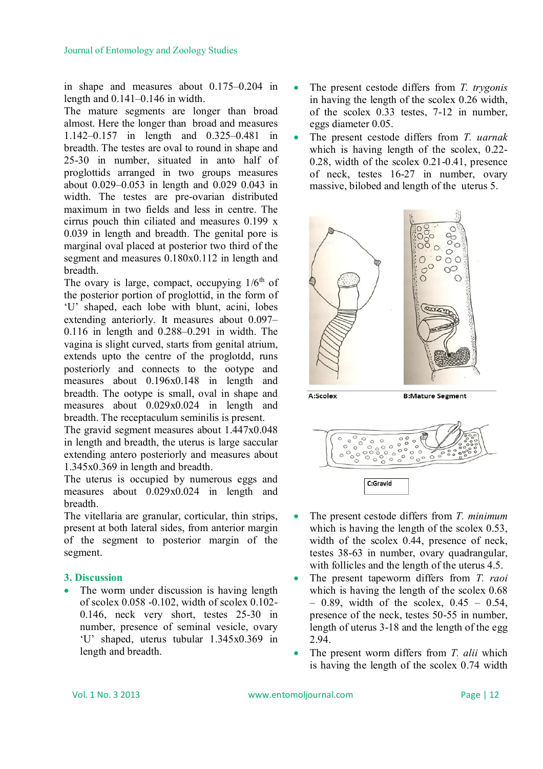in shape and measures about 0.175–0.204 in length and 0.141–0.146 in width.

The mature segments are longer than broad almost. Here the longer than broad and measures 1.142–0.157 in length and 0.325–0.481 in breadth. The testes are oval to round in shape and 25-30 in number, situated in anto half of proglottids arranged in two groups measures about 0.029–0.053 in length and 0.029 0.043 in width. The testes are pre-ovarian distributed maximum in two fields and less in centre. The cirrus pouch thin ciliated and measures 0.199 x 0.039 in length and breadth. The genital pore is marginal oval placed at posterior two third of the segment and measures 0.180x0.112 in length and breadth.

The ovary is large, compact, occupying 1/6$^{th}$ of the posterior portion of proglottid, in the form of 'U' shaped, each lobe with blunt, acini, lobes extending anteriorly. It measures about 0.097–0.116 in length and 0.288–0.291 in width. The vagina is slight curved, starts from genital atrium, extends upto the centre of the proglotdd, runs posteriorly and connects to the ootype and measures about 0.196x0.148 in length and breadth. The ootype is small, oval in shape and measures about 0.029x0.024 in length and breadth. The receptaculum seminilis is present.

The gravid segment measures about 1.447x0.048 in length and breadth, the uterus is large saccular extending antero posteriorly and measures about 1.345x0.369 in length and breadth.

The uterus is occupied by numerous eggs and measures about 0.029x0.024 in length and breadth.

The vitellaria are granular, corticular, thin strips, present at both lateral sides, from anterior margin of the segment to posterior margin of the segment.

## 3. Discussion

- The worm under discussion is having length of scolex 0.058 -0.102, width of scolex 0.102-0.146, neck very short, testes 25-30 in number, presence of seminal vesicle, ovary 'U' shaped, uterus tubular 1.345x0.369 in length and breadth.
- The present cestode differs from *T. trygonis* in having the length of the scolex 0.26 width, of the scolex 0.33 testes, 7-12 in number, eggs diameter 0.05.
- The present cestode differs from *T. uarnak* which is having length of the scolex, 0.22-0.28, width of the scolex 0.21-0.41, presence of neck, testes 16-27 in number, ovary massive, bilobed and length of the uterus 5.

A:Scolex B:Mature Segment

C:Gravid

- The present cestode differs from *T. minimum* which is having the length of the scolex 0.53, width of the scolex 0.44, presence of neck, testes 38-63 in number, ovary quadrangular, with follicles and the length of the uterus 4.5.
- The present tapeworm differs from *T. raoi* which is having the length of the scolex 0.68 – 0.89, width of the scolex, 0.45 – 0.54, presence of the neck, testes 50-55 in number, length of uterus 3-18 and the length of the egg 2.94.
- The present worm differs from *T. alii* which is having the length of the scolex 0.74 width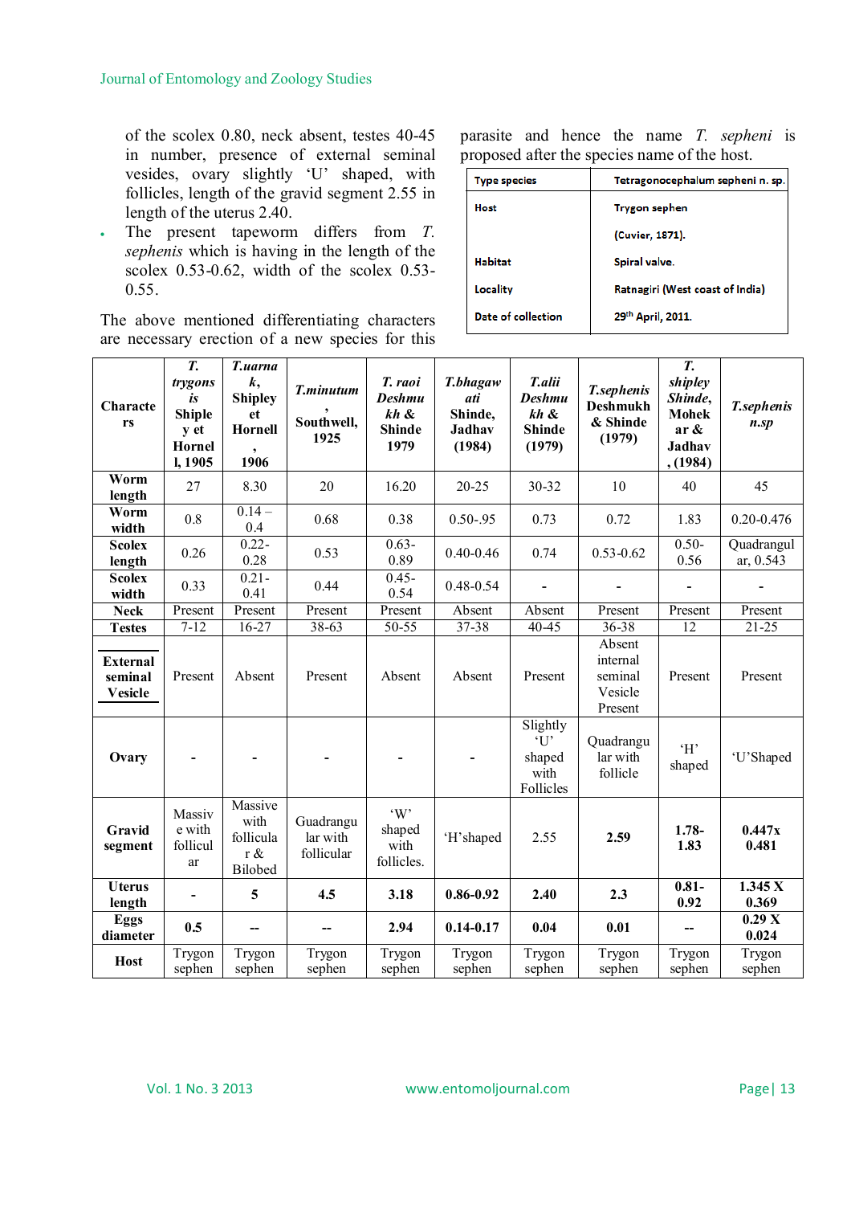of the scolex 0.80, neck absent, testes 40-45 in number, presence of external seminal vesides, ovary slightly 'U' shaped, with follicles, length of the gravid segment 2.55 in length of the uterus 2.40.

- The present tapeworm differs from *T. sephenis* which is having in the length of the scolex 0.53-0.62, width of the scolex 0.53-0.55.

The above mentioned differentiating characters are necessary erection of a new species for this parasite and hence the name *T. sepheni* is proposed after the species name of the host.

| Type species | Tetragonocephalum sepheni n. sp. |
|---|---|
| Host | Trygon sephen (Cuvier, 1871). |
| Habitat | Spiral valve. |
| Locality | Ratnagiri (West coast of India) |
| Date of collection | 29th April, 2011. |

| Characters | *T. trygonsis* Shipley et Hornell, 1905 | *T.uarnak*, Shipley et Hornell, 1906 | *T.minutum*, Southwell, 1925 | *T. raoi* Deshmukh & Shinde 1979 | *T.bhagawati* Shinde, Jadhav (1984) | *T.alii* Deshmukh & Shinde (1979) | *T.sephenis* Deshmukh & Shinde (1979) | *T. shipleyi* Shinde, Mohekar & Jadhav, (1984) | *T.sephenis n.sp* |
|---|---|---|---|---|---|---|---|---|---|
| Worm length | 27 | 8.30 | 20 | 16.20 | 20-25 | 30-32 | 10 | 40 | 45 |
| Worm width | 0.8 | 0.14 – 0.4 | 0.68 | 0.38 | 0.50-.95 | 0.73 | 0.72 | 1.83 | 0.20-0.476 |
| Scolex length | 0.26 | 0.22-0.28 | 0.53 | 0.63-0.89 | 0.40-0.46 | 0.74 | 0.53-0.62 | 0.50-0.56 | Quadrangular, 0.543 |
| Scolex width | 0.33 | 0.21-0.41 | 0.44 | 0.45-0.54 | 0.48-0.54 | - | - | - | - |
| Neck | Present | Present | Present | Present | Absent | Absent | Present | Present | Present |
| Testes | 7-12 | 16-27 | 38-63 | 50-55 | 37-38 | 40-45 | 36-38 | 12 | 21-25 |
| External seminal Vesicle | Present | Absent | Present | Absent | Absent | Present | Absent internal seminal Vesicle Present | Present | Present |
| Ovary | - | - | - | - | - | Slightly 'U' shaped with Follicles | Quadrangular with follicle | 'H' shaped | 'U'Shaped |
| Gravid segment | Massive with follicular | Massive with follicular & Bilobed | Guadrangular with follicular | 'W' shaped with follicles. | 'H'shaped | 2.55 | **2.59** | **1.78-1.83** | **0.447x 0.481** |
| Uterus length | - | **5** | **4.5** | **3.18** | **0.86-0.92** | **2.40** | **2.3** | **0.81-0.92** | **1.345 X 0.369** |
| Eggs diameter | **0.5** | **--** | **--** | **2.94** | **0.14-0.17** | **0.04** | **0.01** | **--** | **0.29 X 0.024** |
| Host | Trygon sephen | Trygon sephen | Trygon sephen | Trygon sephen | Trygon sephen | Trygon sephen | Trygon sephen | Trygon sephen | Trygon sephen |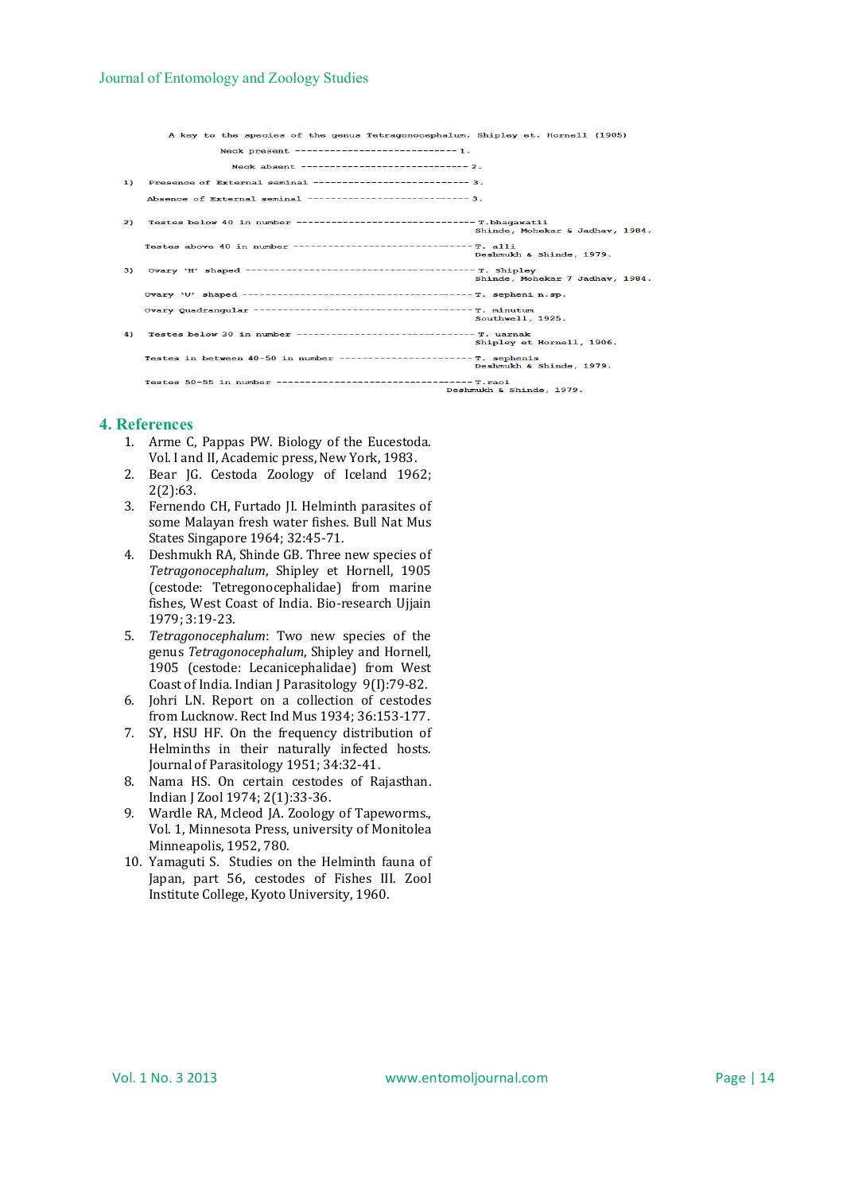A key to the species of the genus Tetragonocephalum, Shipley et. Hornell (1905)

Neck present ---------------------------- 1.

Neck absent ----------------------------- 2.

1) Presence of External seminal -------------------------- 3.

Absence of External seminal ---------------------------- 3.

2) Testes below 40 in number ------------------------------ T.bhagawatii
Shinde, Mohekar & Jadhav, 1984.

Testes above 40 in number ------------------------------ T. alii
Deshmukh & Shinde, 1979.

3) Ovary 'H' shaped --------------------------------------- T. shipley
Shinde, Mohekar 7 Jadhav, 1984.

Ovary 'U' shaped ---------------------------------------- T. sepheni n.sp.

Ovary Quadrangular -------------------------------------- T. minutum
Southwell, 1925.

4) Testes below 30 in number ------------------------------ T. uarnak
Shipley et Hornell, 1906.

Testes in between 40-50 in number ----------------------- T. sephenis
Deshmukh & Shinde, 1979.

Testes 50-55 in number ---------------------------------- T.raoi
Deshmukh & Shinde, 1979.

## 4. References

1. Arme C, Pappas PW. Biology of the Eucestoda. Vol. I and II, Academic press, New York, 1983.
2. Bear JG. Cestoda Zoology of Iceland 1962; 2(2):63.
3. Fernendo CH, Furtado JI. Helminth parasites of some Malayan fresh water fishes. Bull Nat Mus States Singapore 1964; 32:45-71.
4. Deshmukh RA, Shinde GB. Three new species of *Tetragonocephalum*, Shipley et Hornell, 1905 (cestode: Tetregonocephalidae) from marine fishes, West Coast of India. Bio-research Ujjain 1979; 3:19-23.
5. *Tetragonocephalum*: Two new species of the genus *Tetragonocephalum*, Shipley and Hornell, 1905 (cestode: Lecanicephalidae) from West Coast of India. Indian J Parasitology 9(I):79-82.
6. Johri LN. Report on a collection of cestodes from Lucknow. Rect Ind Mus 1934; 36:153-177.
7. SY, HSU HF. On the frequency distribution of Helminths in their naturally infected hosts. Journal of Parasitology 1951; 34:32-41.
8. Nama HS. On certain cestodes of Rajasthan. Indian J Zool 1974; 2(1):33-36.
9. Wardle RA, Mcleod JA. Zoology of Tapeworms., Vol. 1, Minnesota Press, university of Monitolea Minneapolis, 1952, 780.
10. Yamaguti S. Studies on the Helminth fauna of Japan, part 56, cestodes of Fishes III. Zool Institute College, Kyoto University, 1960.